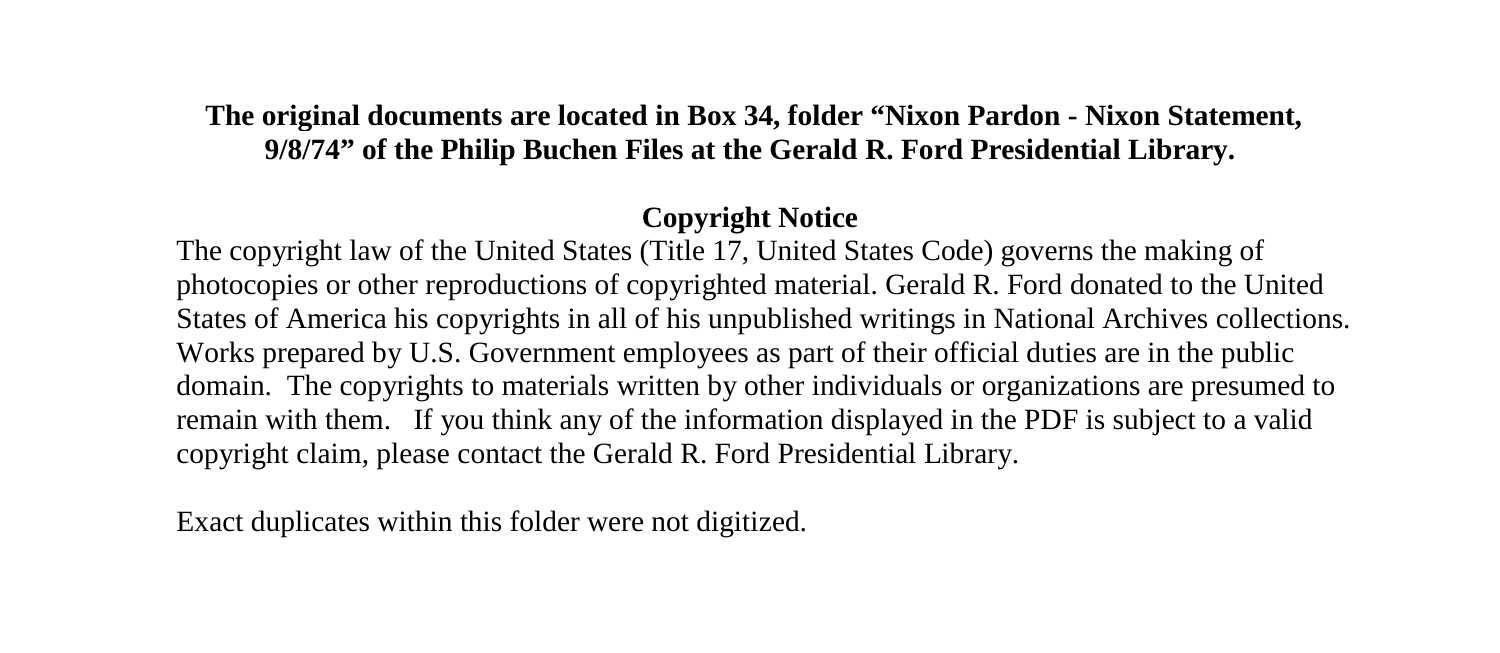**The original documents are located in Box 34, folder "Nixon Pardon - Nixon Statement, 9/8/74" of the Philip Buchen Files at the Gerald R. Ford Presidential Library.**

## Copyright Notice

The copyright law of the United States (Title 17, United States Code) governs the making of photocopies or other reproductions of copyrighted material. Gerald R. Ford donated to the United States of America his copyrights in all of his unpublished writings in National Archives collections. Works prepared by U.S. Government employees as part of their official duties are in the public domain. The copyrights to materials written by other individuals or organizations are presumed to remain with them. If you think any of the information displayed in the PDF is subject to a valid copyright claim, please contact the Gerald R. Ford Presidential Library.

Exact duplicates within this folder were not digitized.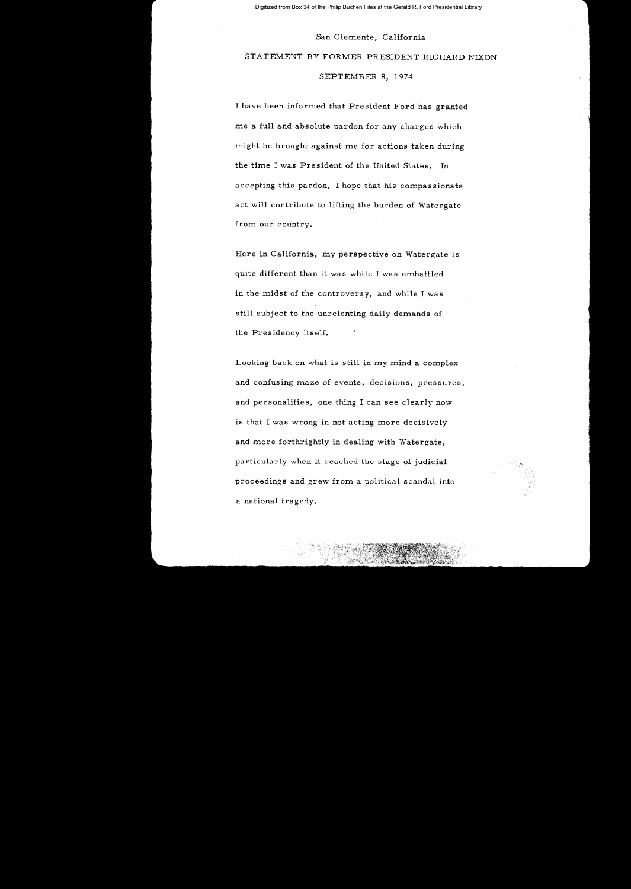San Clemente, California

STATEMENT BY FORMER PRESIDENT RICHARD NIXON

SEPTEMBER 8, 1974

I have been informed that President Ford has granted me a full and absolute pardon for any charges which might be brought against me for actions taken during the time I was President of the United States. In accepting this pardon, I hope that his compassionate act will contribute to lifting the burden of Watergate from our country.

Here in California, my perspective on Watergate is quite different than it was while I was embattled in the midst of the controversy, and while I was still subject to the unrelenting daily demands of the Presidency itself.

Looking back on what is still in my mind a complex and confusing maze of events, decisions, pressures, and personalities, one thing I can see clearly now is that I was wrong in not acting more decisively and more forthrightly in dealing with Watergate, particularly when it reached the stage of judicial proceedings and grew from a political scandal into a national tragedy.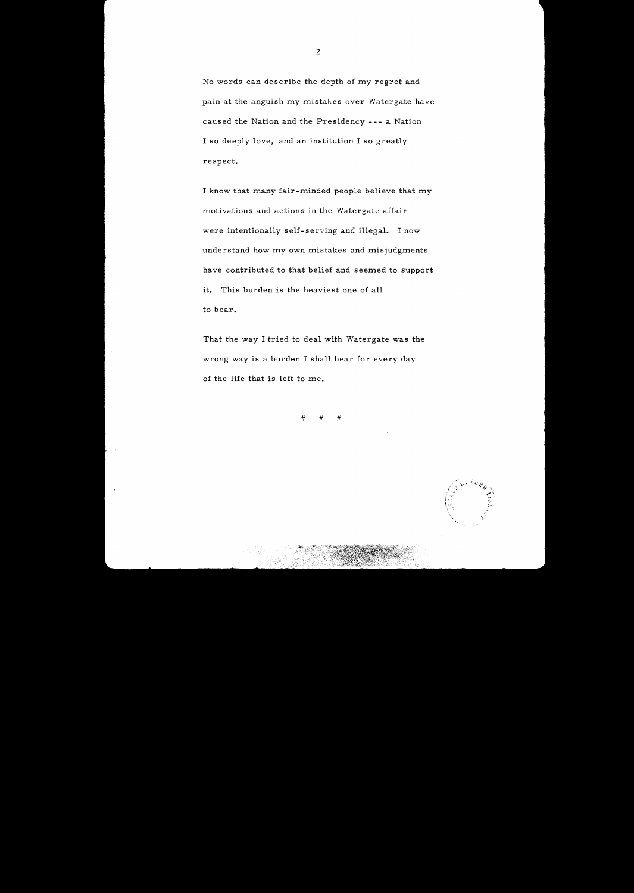No words can describe the depth of my regret and pain at the anguish my mistakes over Watergate have caused the Nation and the Presidency --- a Nation I so deeply love, and an institution I so greatly respect.

I know that many fair-minded people believe that my motivations and actions in the Watergate affair were intentionally self-serving and illegal. I now understand how my own mistakes and misjudgments have contributed to that belief and seemed to support it. This burden is the heaviest one of all to bear.

That the way I tried to deal with Watergate was the wrong way is a burden I shall bear for every day of the life that is left to me.

# # #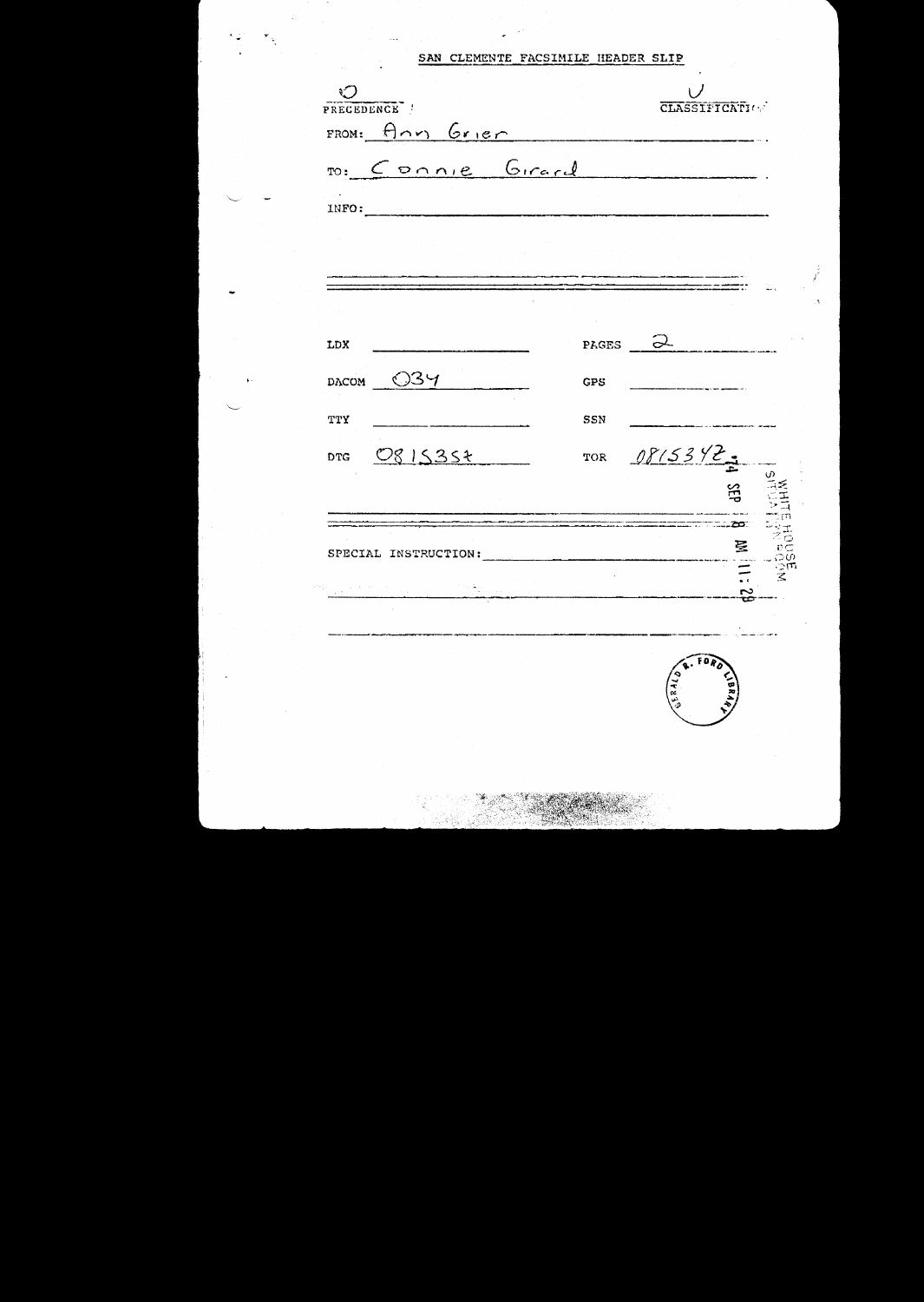SAN CLEMENTE FACSIMILE HEADER SLIP

O
PRECEDENCE

U
CLASSIFICATION

FROM: Ann Grier

TO: Connie Girard

INFO:

| | | | |
|---|---|---|---|
| LDX | | PAGES | 2 |
| DACOM | 034 | GPS | |
| TTY | | SSN | |
| DTG | 081535Z | TOR | 081534Z |

SPECIAL INSTRUCTION:

WHITE HOUSE SITUATION ROOM

'74 SEP 8 AM 11:28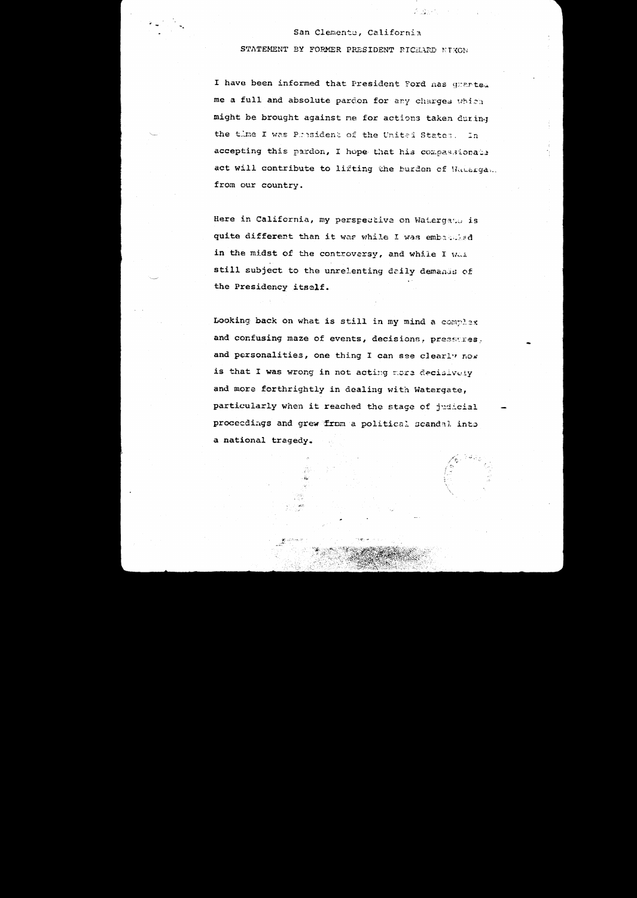San Clemente, California

STATEMENT BY FORMER PRESIDENT RICHARD NIXON

I have been informed that President Ford has granted me a full and absolute pardon for any charges which might be brought against me for actions taken during the time I was President of the United States. In accepting this pardon, I hope that his compassionate act will contribute to lifting the burden of Watergate from our country.

Here in California, my perspective on Watergate is quite different than it was while I was embattled in the midst of the controversy, and while I was still subject to the unrelenting daily demands of the Presidency itself.

Looking back on what is still in my mind a complex and confusing maze of events, decisions, pressures, and personalities, one thing I can see clearly now is that I was wrong in not acting more decisively and more forthrightly in dealing with Watergate, particularly when it reached the stage of judicial proceedings and grew from a political scandal into a national tragedy.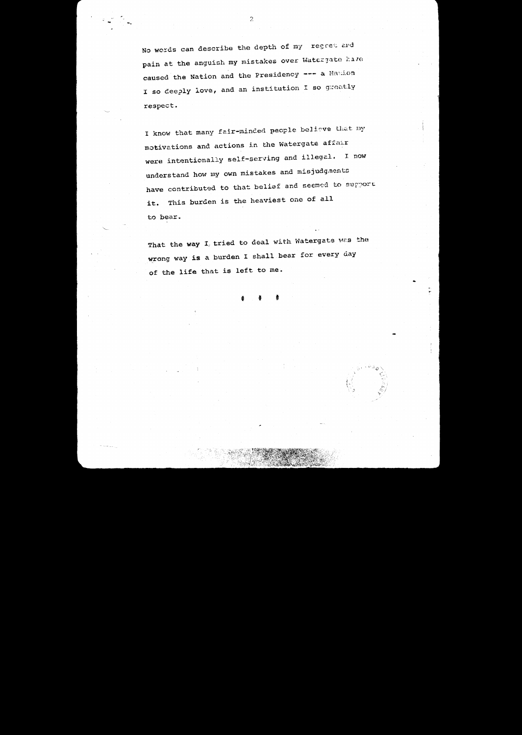No words can describe the depth of my regret and pain at the anguish my mistakes over Watergate have caused the Nation and the Presidency --- a Nation I so deeply love, and an institution I so greatly respect.

I know that many fair-minded people believe that my motivations and actions in the Watergate affair were intentionally self-serving and illegal. I now understand how my own mistakes and misjudgments have contributed to that belief and seemed to support it. This burden is the heaviest one of all to bear.

That the way I tried to deal with Watergate was the wrong way is a burden I shall bear for every day of the life that is left to me.

# # #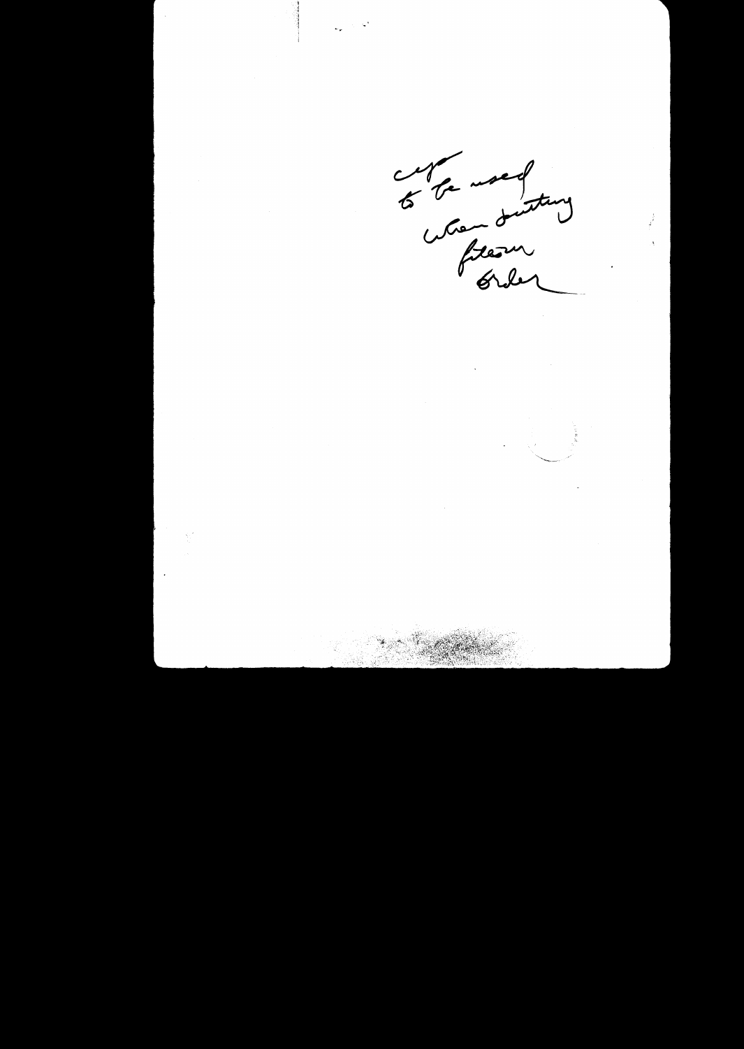cup
to be used
when putting
flexion
order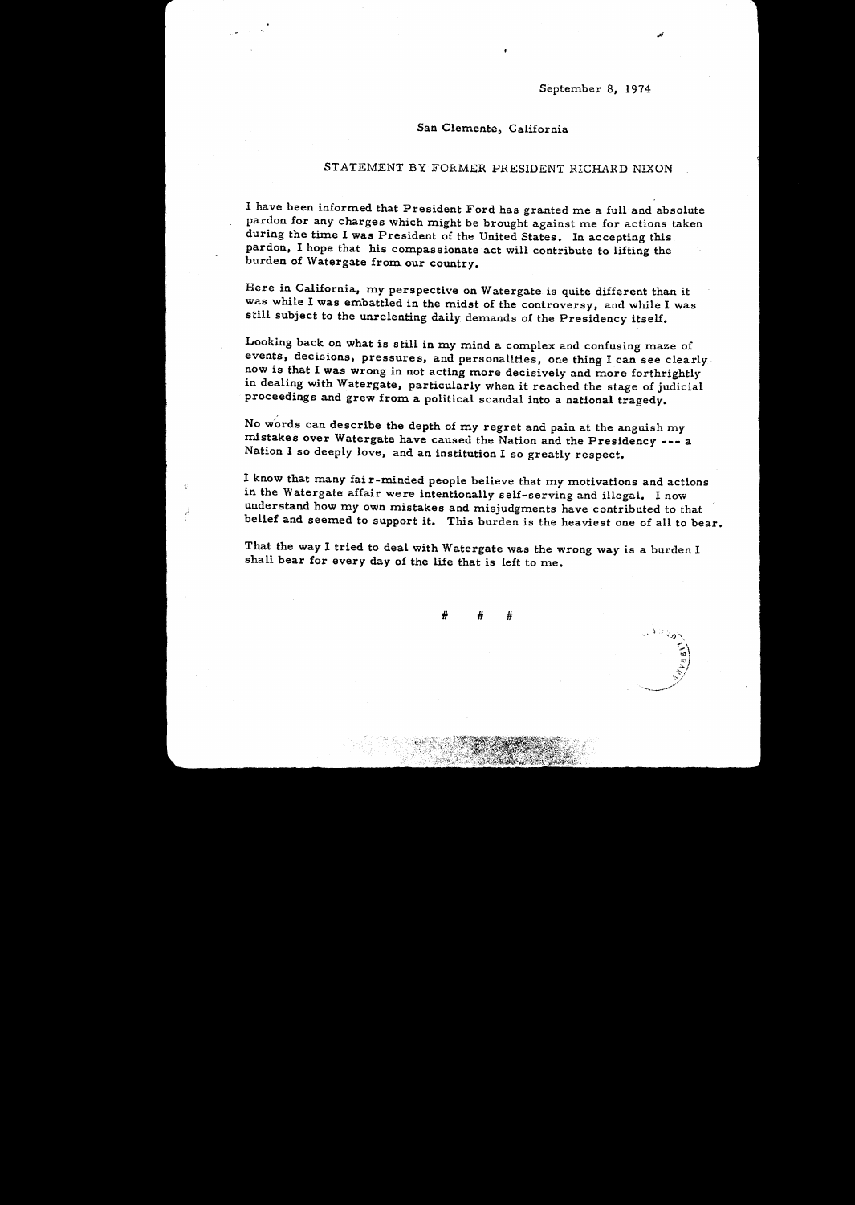September 8, 1974

San Clemente, California

STATEMENT BY FORMER PRESIDENT RICHARD NIXON

I have been informed that President Ford has granted me a full and absolute pardon for any charges which might be brought against me for actions taken during the time I was President of the United States. In accepting this pardon, I hope that his compassionate act will contribute to lifting the burden of Watergate from our country.

Here in California, my perspective on Watergate is quite different than it was while I was embattled in the midst of the controversy, and while I was still subject to the unrelenting daily demands of the Presidency itself.

Looking back on what is still in my mind a complex and confusing maze of events, decisions, pressures, and personalities, one thing I can see clearly now is that I was wrong in not acting more decisively and more forthrightly in dealing with Watergate, particularly when it reached the stage of judicial proceedings and grew from a political scandal into a national tragedy.

No words can describe the depth of my regret and pain at the anguish my mistakes over Watergate have caused the Nation and the Presidency --- a Nation I so deeply love, and an institution I so greatly respect.

I know that many fair-minded people believe that my motivations and actions in the Watergate affair were intentionally self-serving and illegal. I now understand how my own mistakes and misjudgments have contributed to that belief and seemed to support it. This burden is the heaviest one of all to bear.

That the way I tried to deal with Watergate was the wrong way is a burden I shall bear for every day of the life that is left to me.

# # #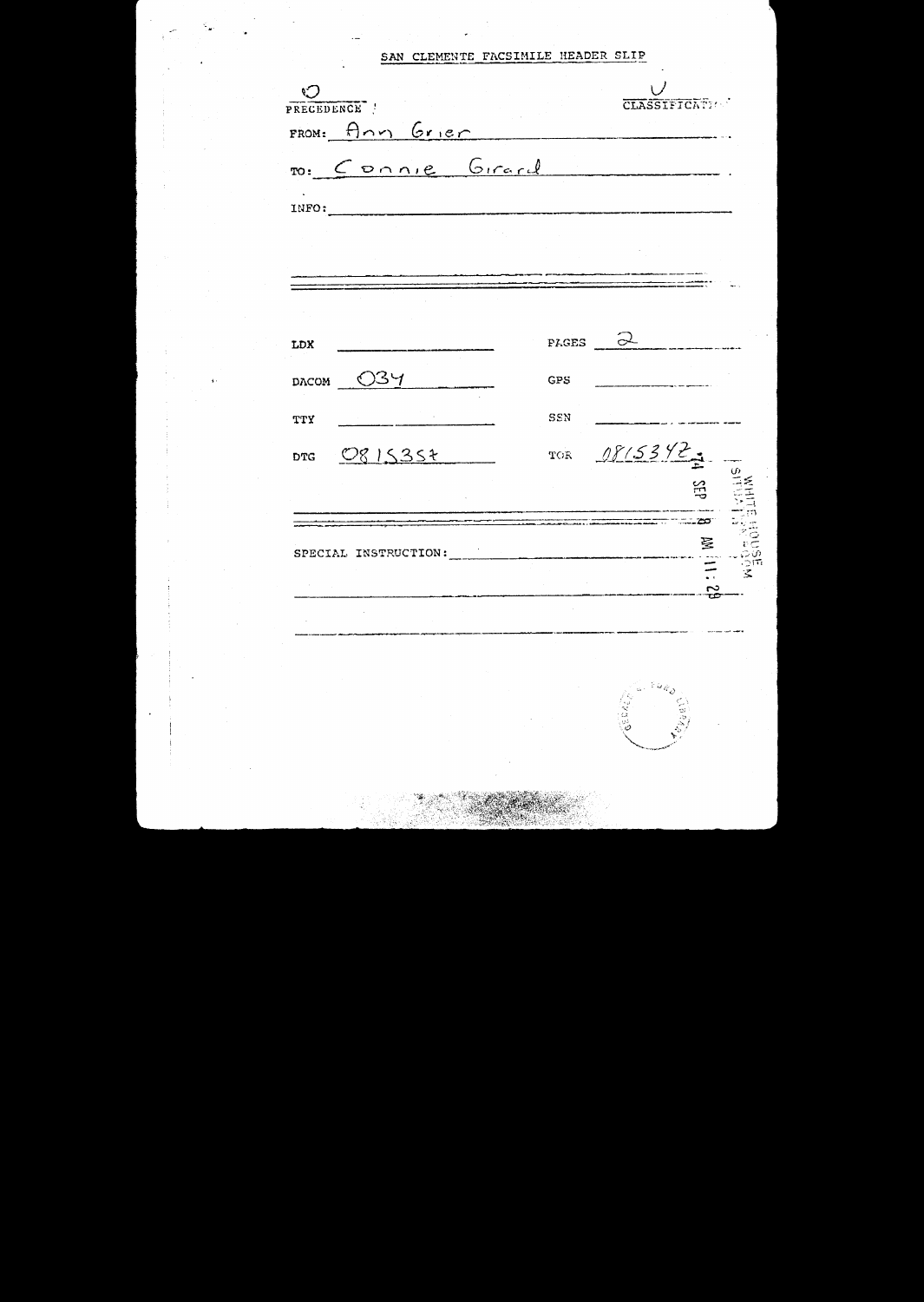SAN CLEMENTE FACSIMILE HEADER SLIP

O

PRECEDENCE

U

CLASSIFICATION

FROM: Ann Grier

TO: Connie Girard

INFO:

LDX

PAGES 2

DACOM 034

GPS

TTY

SSN

DTG 081535Z

TOR 081542Z

'74 SEP 8 AM 11:29

WHITE HOUSE SITUATION ROOM

SPECIAL INSTRUCTION: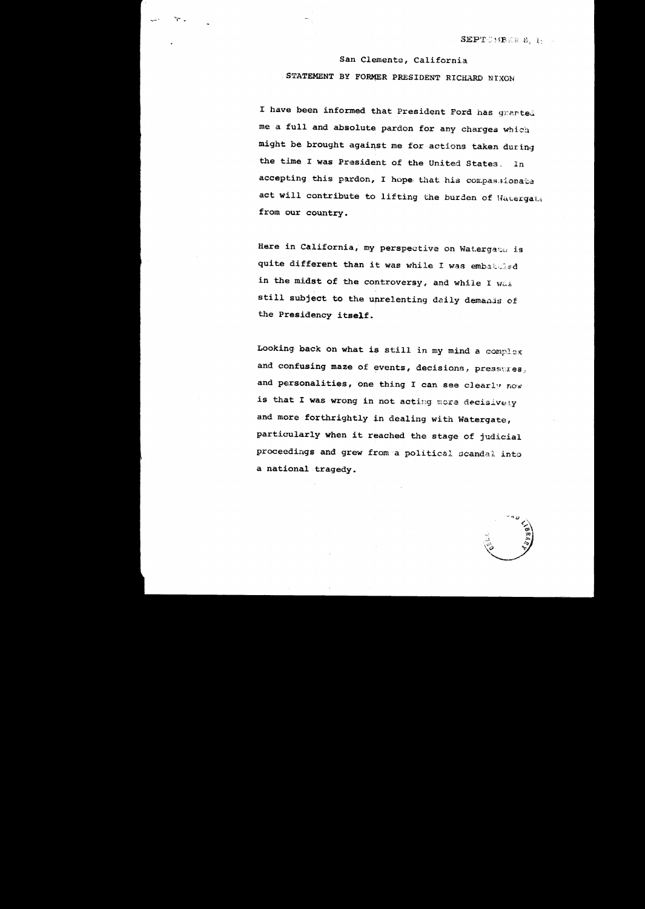SEPTEMBER 8, 1

San Clemente, California

STATEMENT BY FORMER PRESIDENT RICHARD NIXON

I have been informed that President Ford has granted me a full and absolute pardon for any charges which might be brought against me for actions taken during the time I was President of the United States. In accepting this pardon, I hope that his compassionate act will contribute to lifting the burden of Watergate from our country.

Here in California, my perspective on Watergate is quite different than it was while I was embattled in the midst of the controversy, and while I was still subject to the unrelenting daily demands of the Presidency itself.

Looking back on what is still in my mind a complex and confusing maze of events, decisions, pressures, and personalities, one thing I can see clearly now is that I was wrong in not acting more decisively and more forthrightly in dealing with Watergate, particularly when it reached the stage of judicial proceedings and grew from a political scandal into a national tragedy.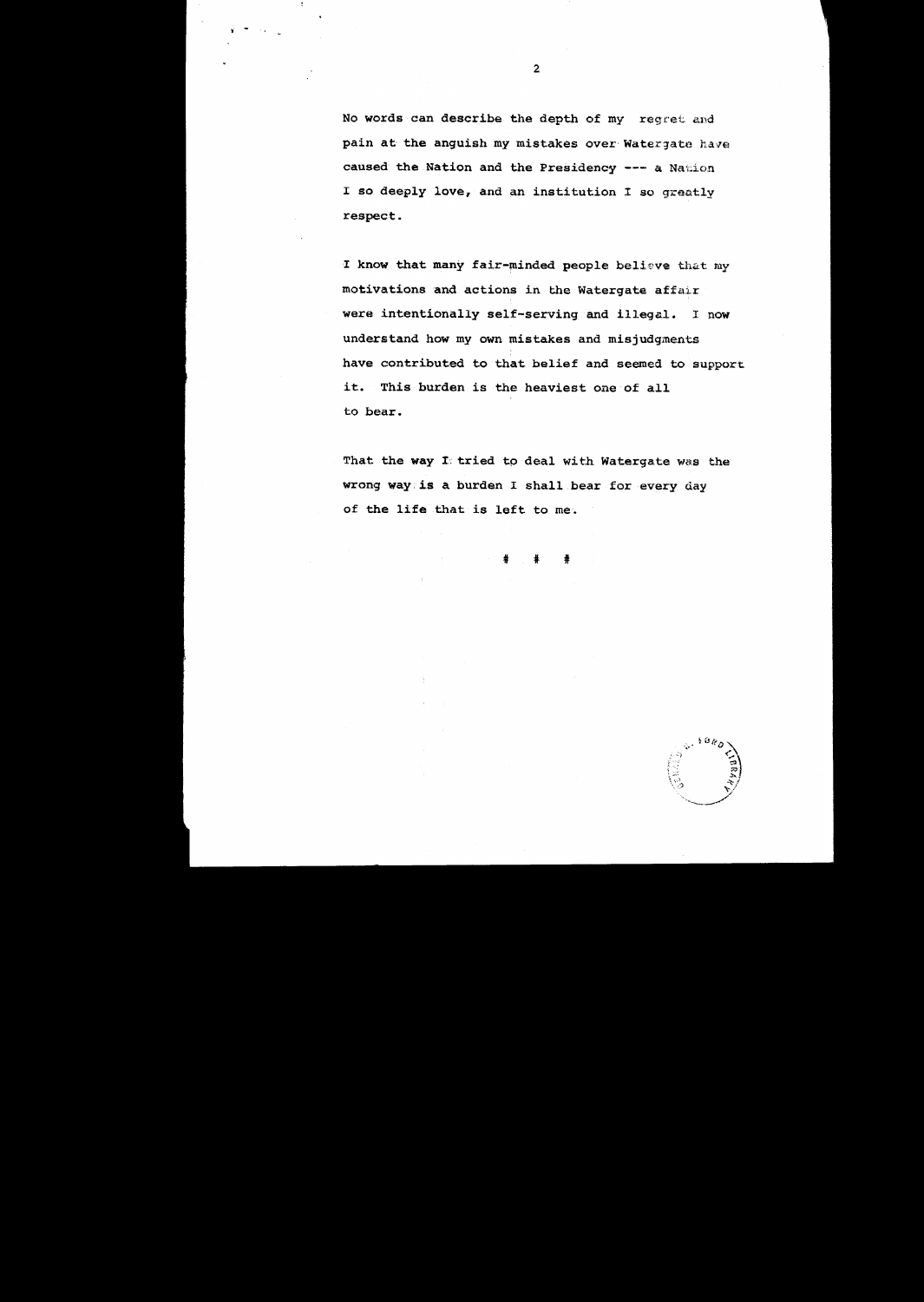No words can describe the depth of my regret and pain at the anguish my mistakes over Watergate have caused the Nation and the Presidency --- a Nation I so deeply love, and an institution I so greatly respect.

I know that many fair-minded people believe that my motivations and actions in the Watergate affair were intentionally self-serving and illegal. I now understand how my own mistakes and misjudgments have contributed to that belief and seemed to support it. This burden is the heaviest one of all to bear.

That the way I tried to deal with Watergate was the wrong way is a burden I shall bear for every day of the life that is left to me.

# # #